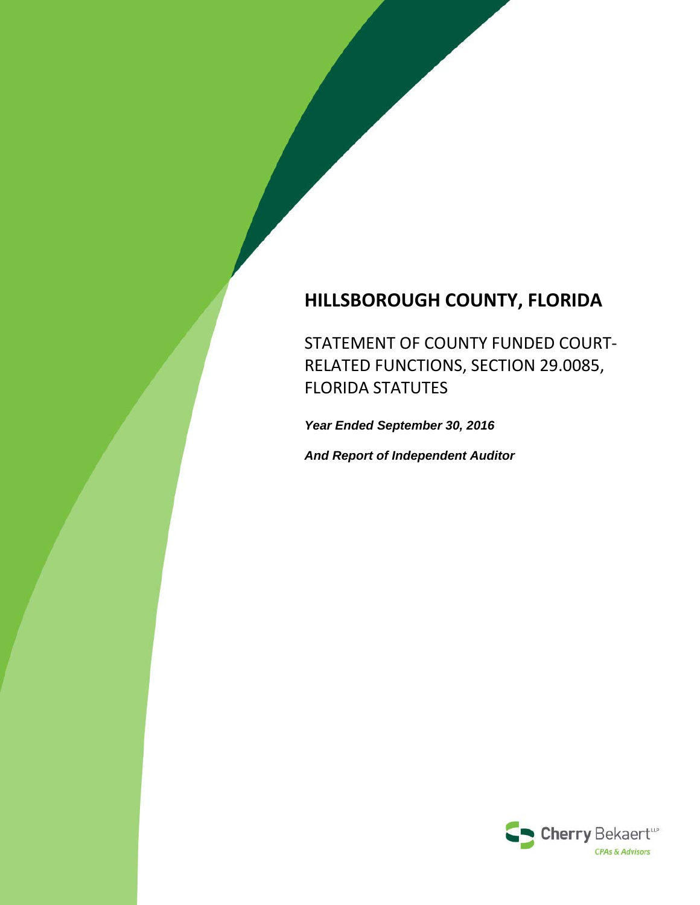# HILLSBOROUGH COUNTY, FLORIDA

STATEMENT OF COUNTY FUNDED COURT-RELATED FUNCTIONS, SECTION 29.0085, FLORIDA STATUTES

***Year Ended September 30, 2016***

***And Report of Independent Auditor***

Cherry Bekaert LLP
CPAs & Advisors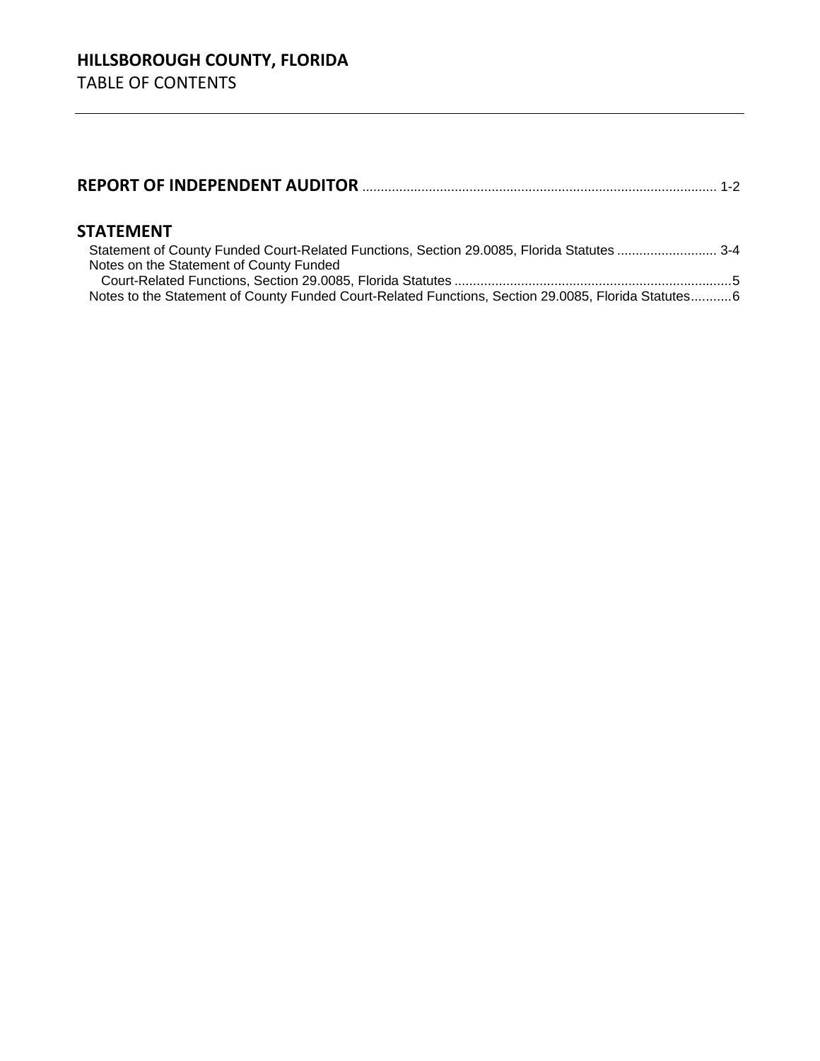## HILLSBOROUGH COUNTY, FLORIDA
TABLE OF CONTENTS

**REPORT OF INDEPENDENT AUDITOR** ............................................................................................... 1-2

**STATEMENT**

Statement of County Funded Court-Related Functions, Section 29.0085, Florida Statutes ........................... 3-4

Notes on the Statement of County Funded
Court-Related Functions, Section 29.0085, Florida Statutes ...........................................................................5

Notes to the Statement of County Funded Court-Related Functions, Section 29.0085, Florida Statutes...........6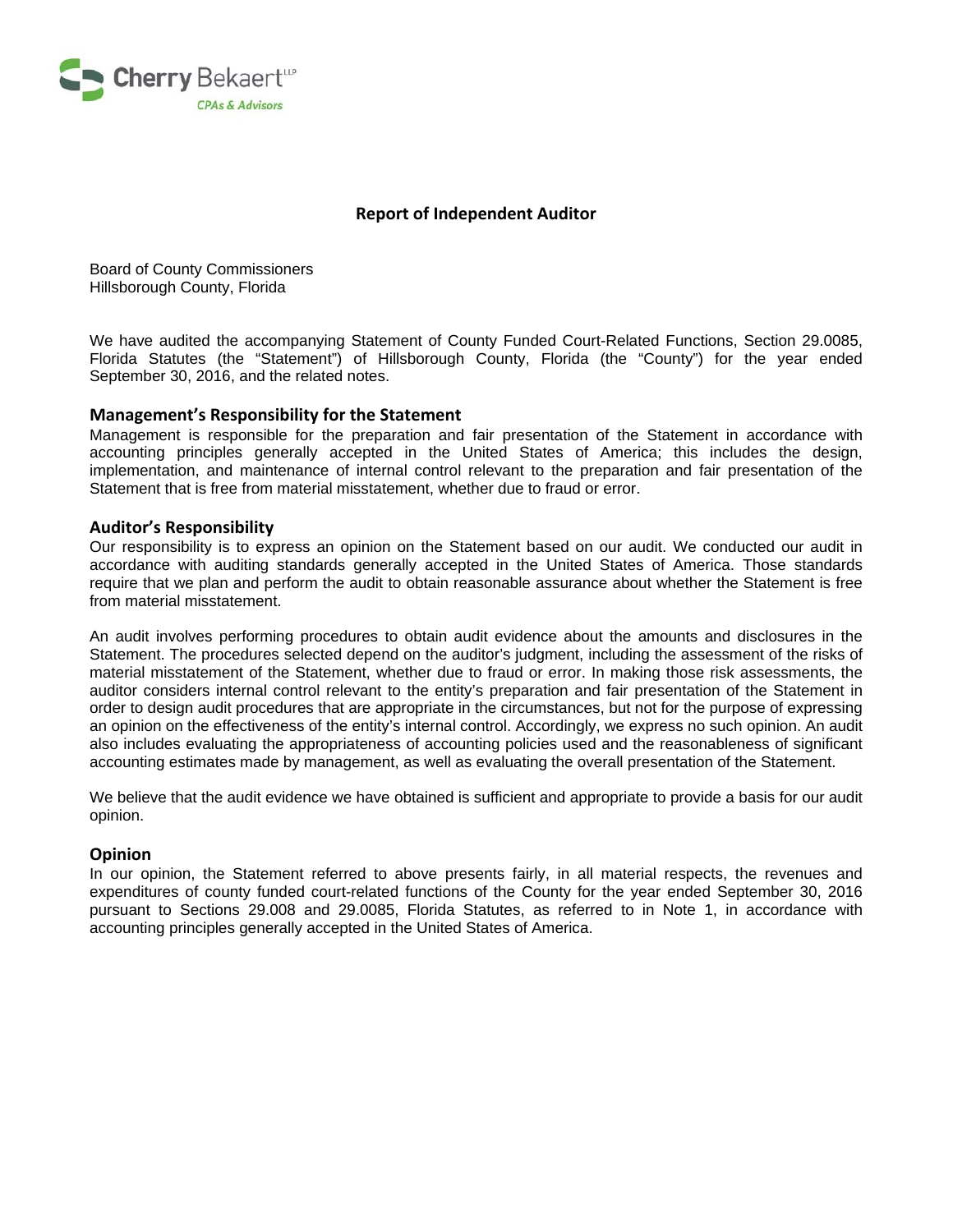Cherry Bekaert LLP

CPAs & Advisors

## Report of Independent Auditor

Board of County Commissioners
Hillsborough County, Florida

We have audited the accompanying Statement of County Funded Court-Related Functions, Section 29.0085, Florida Statutes (the "Statement") of Hillsborough County, Florida (the "County") for the year ended September 30, 2016, and the related notes.

### Management's Responsibility for the Statement

Management is responsible for the preparation and fair presentation of the Statement in accordance with accounting principles generally accepted in the United States of America; this includes the design, implementation, and maintenance of internal control relevant to the preparation and fair presentation of the Statement that is free from material misstatement, whether due to fraud or error.

### Auditor's Responsibility

Our responsibility is to express an opinion on the Statement based on our audit. We conducted our audit in accordance with auditing standards generally accepted in the United States of America. Those standards require that we plan and perform the audit to obtain reasonable assurance about whether the Statement is free from material misstatement.

An audit involves performing procedures to obtain audit evidence about the amounts and disclosures in the Statement. The procedures selected depend on the auditor's judgment, including the assessment of the risks of material misstatement of the Statement, whether due to fraud or error. In making those risk assessments, the auditor considers internal control relevant to the entity's preparation and fair presentation of the Statement in order to design audit procedures that are appropriate in the circumstances, but not for the purpose of expressing an opinion on the effectiveness of the entity's internal control. Accordingly, we express no such opinion. An audit also includes evaluating the appropriateness of accounting policies used and the reasonableness of significant accounting estimates made by management, as well as evaluating the overall presentation of the Statement.

We believe that the audit evidence we have obtained is sufficient and appropriate to provide a basis for our audit opinion.

### Opinion

In our opinion, the Statement referred to above presents fairly, in all material respects, the revenues and expenditures of county funded court-related functions of the County for the year ended September 30, 2016 pursuant to Sections 29.008 and 29.0085, Florida Statutes, as referred to in Note 1, in accordance with accounting principles generally accepted in the United States of America.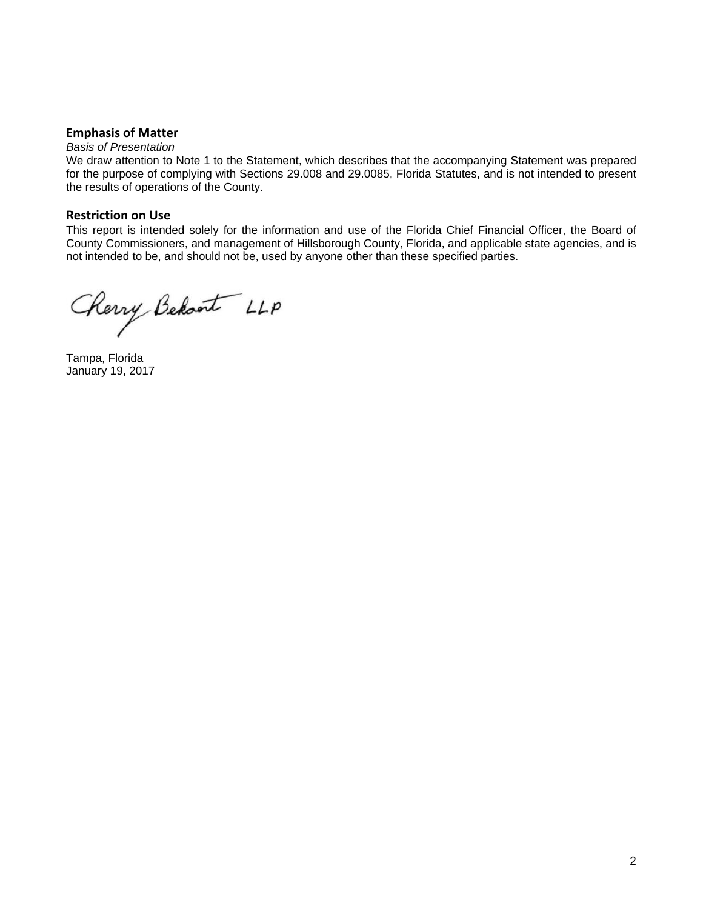## Emphasis of Matter

*Basis of Presentation*

We draw attention to Note 1 to the Statement, which describes that the accompanying Statement was prepared for the purpose of complying with Sections 29.008 and 29.0085, Florida Statutes, and is not intended to present the results of operations of the County.

## Restriction on Use

This report is intended solely for the information and use of the Florida Chief Financial Officer, the Board of County Commissioners, and management of Hillsborough County, Florida, and applicable state agencies, and is not intended to be, and should not be, used by anyone other than these specified parties.

Cherry Bekaert LLP

Tampa, Florida
January 19, 2017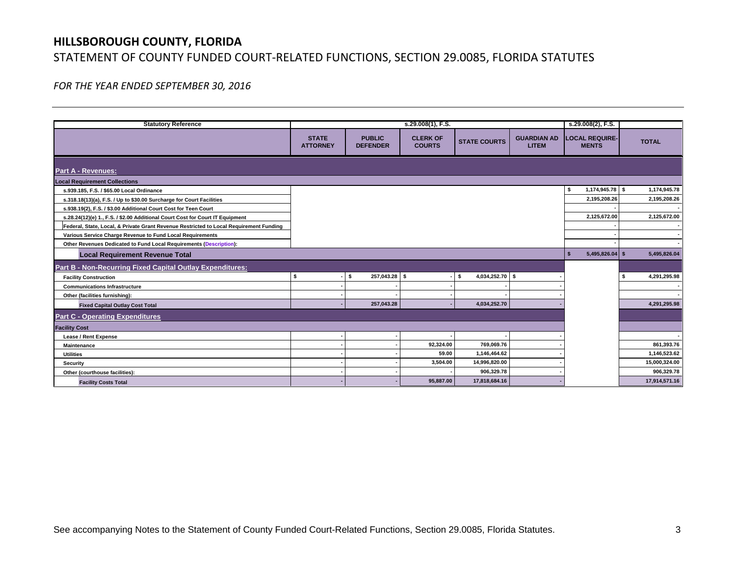# HILLSBOROUGH COUNTY, FLORIDA

## STATEMENT OF COUNTY FUNDED COURT-RELATED FUNCTIONS, SECTION 29.0085, FLORIDA STATUTES

*FOR THE YEAR ENDED SEPTEMBER 30, 2016*

| Statutory Reference | s.29.008(1), F.S. | | | | | s.29.008(2), F.S. | |
|---|---|---|---|---|---|---|---|
| | STATE ATTORNEY | PUBLIC DEFENDER | CLERK OF COURTS | STATE COURTS | GUARDIAN AD LITEM | LOCAL REQUIRE-MENTS | TOTAL |
| **Part A - Revenues:** | | | | | | | |
| **Local Requirement Collections** | | | | | | | |
| s.939.185, F.S. / $65.00 Local Ordinance | | | | | | $ 1,174,945.78 | $ 1,174,945.78 |
| s.318.18(13)(a), F.S. / Up to $30.00 Surcharge for Court Facilities | | | | | | 2,195,208.26 | 2,195,208.26 |
| s.938.19(2), F.S. / $3.00 Additional Court Cost for Teen Court | | | | | | - | - |
| s.28.24(12)(e) 1., F.S. / $2.00 Additional Court Cost for Court IT Equipment | | | | | | 2,125,672.00 | 2,125,672.00 |
| Federal, State, Local, & Private Grant Revenue Restricted to Local Requirement Funding | | | | | | - | - |
| Various Service Charge Revenue to Fund Local Requirements | | | | | | - | - |
| Other Revenues Dedicated to Fund Local Requirements (Description): | | | | | | - | - |
| **Local Requirement Revenue Total** | | | | | | $ 5,495,826.04 | $ 5,495,826.04 |
| **Part B - Non-Recurring Fixed Capital Outlay Expenditures:** | | | | | | | |
| Facility Construction | $ - | $ 257,043.28 | $ - | $ 4,034,252.70 | $ - | | $ 4,291,295.98 |
| Communications Infrastructure | - | - | - | - | - | | - |
| Other (facilities furnishing): | - | - | - | - | - | | - |
| **Fixed Capital Outlay Cost Total** | - | 257,043.28 | - | 4,034,252.70 | - | | 4,291,295.98 |
| **Part C - Operating Expenditures** | | | | | | | |
| **Facility Cost** | | | | | | | |
| Lease / Rent Expense | - | - | - | - | - | | - |
| Maintenance | - | - | 92,324.00 | 769,069.76 | - | | 861,393.76 |
| Utilities | - | - | 59.00 | 1,146,464.62 | - | | 1,146,523.62 |
| Security | - | - | 3,504.00 | 14,996,820.00 | - | | 15,000,324.00 |
| Other (courthouse facilities): | - | - | - | 906,329.78 | - | | 906,329.78 |
| **Facility Costs Total** | - | - | 95,887.00 | 17,818,684.16 | - | | 17,914,571.16 |

See accompanying Notes to the Statement of County Funded Court-Related Functions, Section 29.0085, Florida Statutes.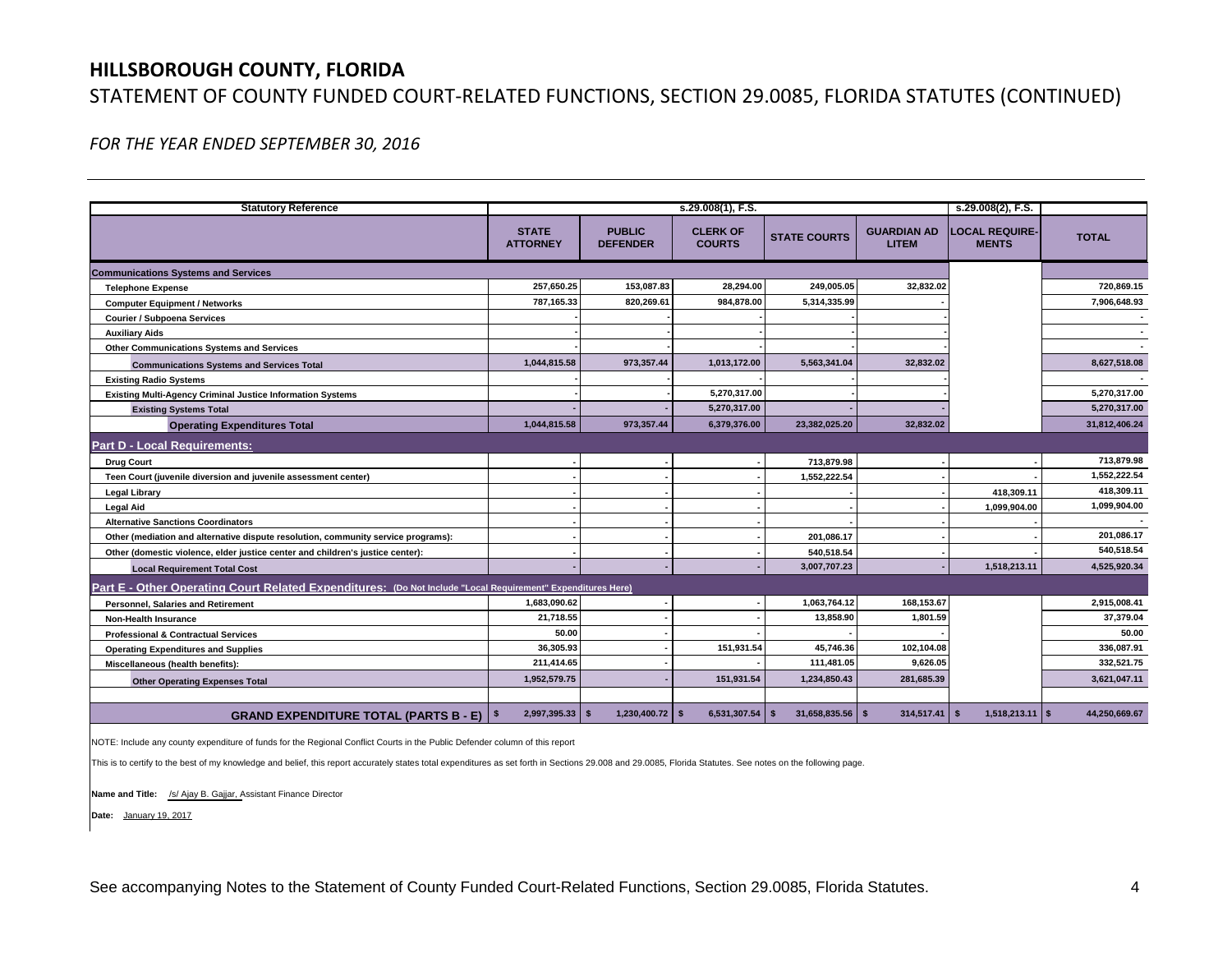# HILLSBOROUGH COUNTY, FLORIDA

STATEMENT OF COUNTY FUNDED COURT-RELATED FUNCTIONS, SECTION 29.0085, FLORIDA STATUTES (CONTINUED)

*FOR THE YEAR ENDED SEPTEMBER 30, 2016*

| Statutory Reference | s.29.008(1), F.S. | | | | | s.29.008(2), F.S. | |
|---|---|---|---|---|---|---|---|
| | STATE ATTORNEY | PUBLIC DEFENDER | CLERK OF COURTS | STATE COURTS | GUARDIAN AD LITEM | LOCAL REQUIRE-MENTS | TOTAL |
| **Communications Systems and Services** | | | | | | | |
| Telephone Expense | 257,650.25 | 153,087.83 | 28,294.00 | 249,005.05 | 32,832.02 | | 720,869.15 |
| Computer Equipment / Networks | 787,165.33 | 820,269.61 | 984,878.00 | 5,314,335.99 | - | | 7,906,648.93 |
| Courier / Subpoena Services | - | - | - | - | - | | - |
| Auxiliary Aids | - | - | - | - | - | | - |
| Other Communications Systems and Services | - | - | - | - | - | | - |
| Communications Systems and Services Total | 1,044,815.58 | 973,357.44 | 1,013,172.00 | 5,563,341.04 | 32,832.02 | | 8,627,518.08 |
| Existing Radio Systems | - | - | - | - | - | | - |
| Existing Multi-Agency Criminal Justice Information Systems | - | - | 5,270,317.00 | - | - | | 5,270,317.00 |
| Existing Systems Total | - | - | 5,270,317.00 | - | - | | 5,270,317.00 |
| **Operating Expenditures Total** | 1,044,815.58 | 973,357.44 | 6,379,376.00 | 23,382,025.20 | 32,832.02 | | 31,812,406.24 |
| **Part D - Local Requirements:** | | | | | | | |
| Drug Court | - | - | - | 713,879.98 | - | - | 713,879.98 |
| Teen Court (juvenile diversion and juvenile assessment center) | - | - | - | 1,552,222.54 | - | - | 1,552,222.54 |
| Legal Library | - | - | - | - | - | 418,309.11 | 418,309.11 |
| Legal Aid | - | - | - | - | - | 1,099,904.00 | 1,099,904.00 |
| Alternative Sanctions Coordinators | - | - | - | - | - | - | - |
| Other (mediation and alternative dispute resolution, community service programs): | - | - | - | 201,086.17 | - | - | 201,086.17 |
| Other (domestic violence, elder justice center and children's justice center): | - | - | - | 540,518.54 | - | - | 540,518.54 |
| Local Requirement Total Cost | - | - | - | 3,007,707.23 | - | 1,518,213.11 | 4,525,920.34 |
| **Part E - Other Operating Court Related Expenditures:** (Do Not Include "Local Requirement" Expenditures Here) | | | | | | | |
| Personnel, Salaries and Retirement | 1,683,090.62 | - | - | 1,063,764.12 | 168,153.67 | | 2,915,008.41 |
| Non-Health Insurance | 21,718.55 | - | - | 13,858.90 | 1,801.59 | | 37,379.04 |
| Professional & Contractual Services | 50.00 | - | - | - | - | | 50.00 |
| Operating Expenditures and Supplies | 36,305.93 | - | 151,931.54 | 45,746.36 | 102,104.08 | | 336,087.91 |
| Miscellaneous (health benefits): | 211,414.65 | - | - | 111,481.05 | 9,626.05 | | 332,521.75 |
| Other Operating Expenses Total | 1,952,579.75 | - | 151,931.54 | 1,234,850.43 | 281,685.39 | | 3,621,047.11 |
| **GRAND EXPENDITURE TOTAL (PARTS B - E)** | $ 2,997,395.33 | $ 1,230,400.72 | $ 6,531,307.54 | $ 31,658,835.56 | $ 314,517.41 | $ 1,518,213.11 | $ 44,250,669.67 |

NOTE: Include any county expenditure of funds for the Regional Conflict Courts in the Public Defender column of this report

This is to certify to the best of my knowledge and belief, this report accurately states total expenditures as set forth in Sections 29.008 and 29.0085, Florida Statutes. See notes on the following page.

**Name and Title:** /s/ Ajay B. Gajjar, Assistant Finance Director

**Date:** January 19, 2017

See accompanying Notes to the Statement of County Funded Court-Related Functions, Section 29.0085, Florida Statutes.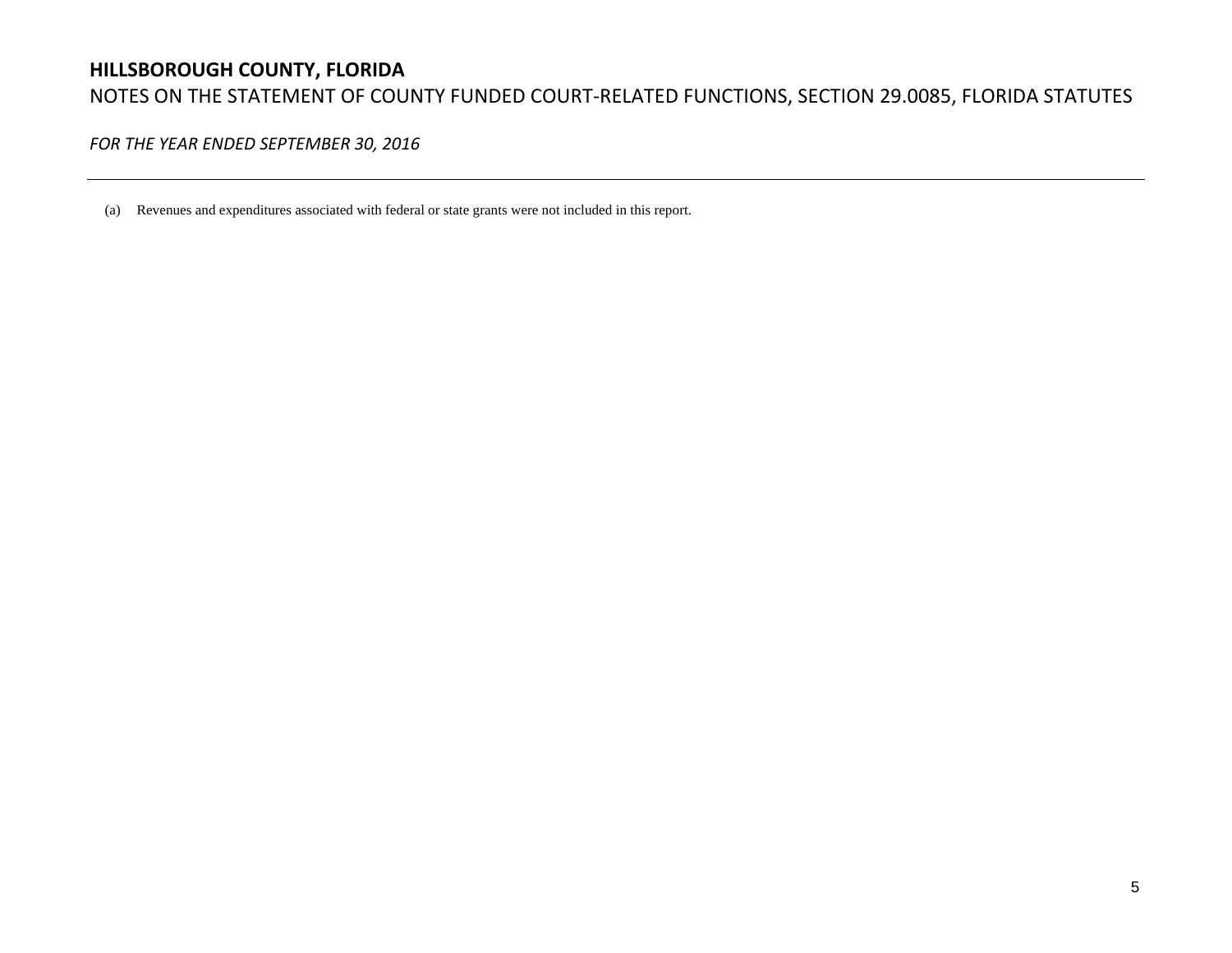# HILLSBOROUGH COUNTY, FLORIDA

## NOTES ON THE STATEMENT OF COUNTY FUNDED COURT-RELATED FUNCTIONS, SECTION 29.0085, FLORIDA STATUTES

*FOR THE YEAR ENDED SEPTEMBER 30, 2016*

---

(a) Revenues and expenditures associated with federal or state grants were not included in this report.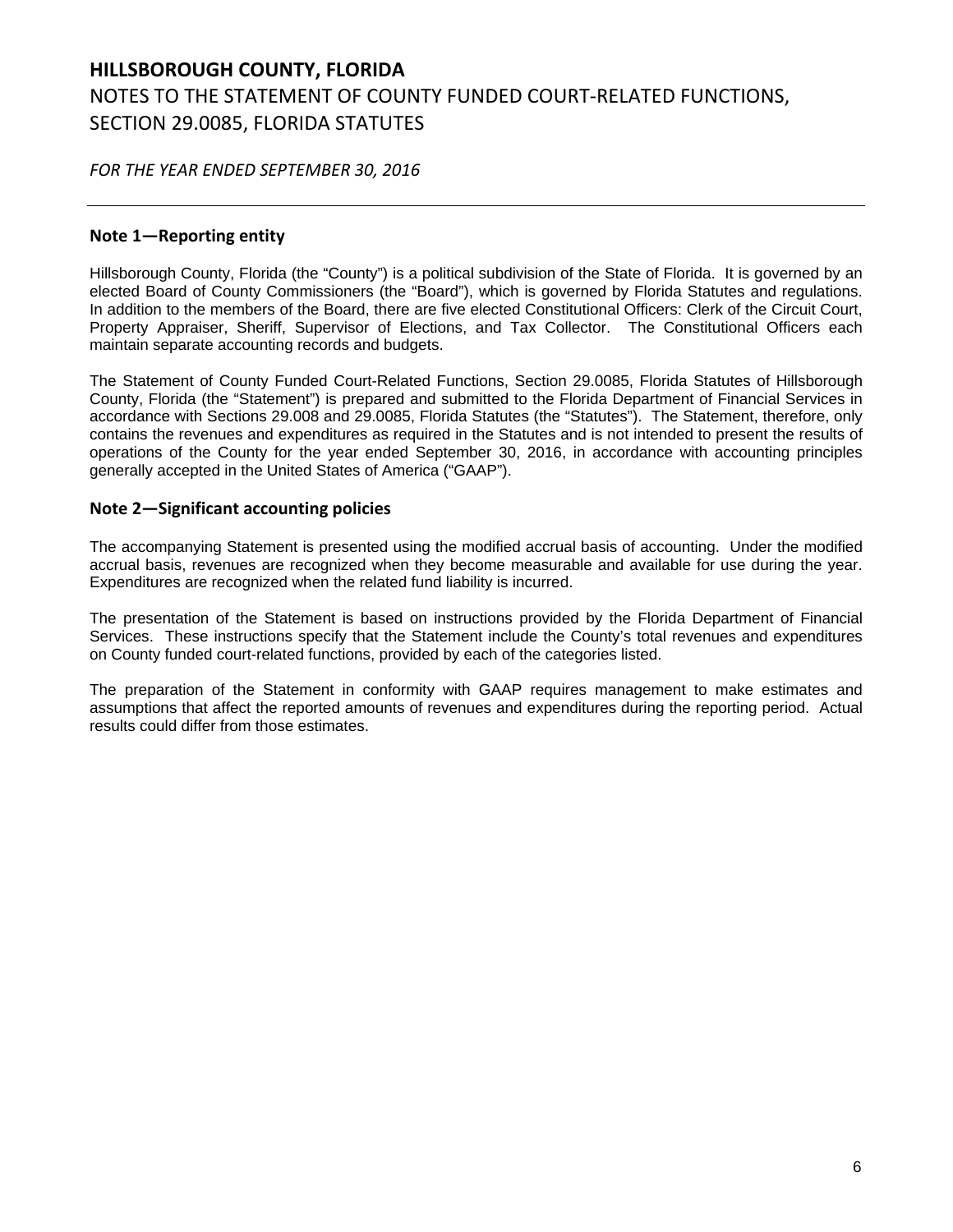# HILLSBOROUGH COUNTY, FLORIDA

NOTES TO THE STATEMENT OF COUNTY FUNDED COURT-RELATED FUNCTIONS, SECTION 29.0085, FLORIDA STATUTES

*FOR THE YEAR ENDED SEPTEMBER 30, 2016*

---

## Note 1—Reporting entity

Hillsborough County, Florida (the "County") is a political subdivision of the State of Florida. It is governed by an elected Board of County Commissioners (the "Board"), which is governed by Florida Statutes and regulations. In addition to the members of the Board, there are five elected Constitutional Officers: Clerk of the Circuit Court, Property Appraiser, Sheriff, Supervisor of Elections, and Tax Collector. The Constitutional Officers each maintain separate accounting records and budgets.

The Statement of County Funded Court-Related Functions, Section 29.0085, Florida Statutes of Hillsborough County, Florida (the "Statement") is prepared and submitted to the Florida Department of Financial Services in accordance with Sections 29.008 and 29.0085, Florida Statutes (the "Statutes"). The Statement, therefore, only contains the revenues and expenditures as required in the Statutes and is not intended to present the results of operations of the County for the year ended September 30, 2016, in accordance with accounting principles generally accepted in the United States of America ("GAAP").

## Note 2—Significant accounting policies

The accompanying Statement is presented using the modified accrual basis of accounting. Under the modified accrual basis, revenues are recognized when they become measurable and available for use during the year. Expenditures are recognized when the related fund liability is incurred.

The presentation of the Statement is based on instructions provided by the Florida Department of Financial Services. These instructions specify that the Statement include the County's total revenues and expenditures on County funded court-related functions, provided by each of the categories listed.

The preparation of the Statement in conformity with GAAP requires management to make estimates and assumptions that affect the reported amounts of revenues and expenditures during the reporting period. Actual results could differ from those estimates.